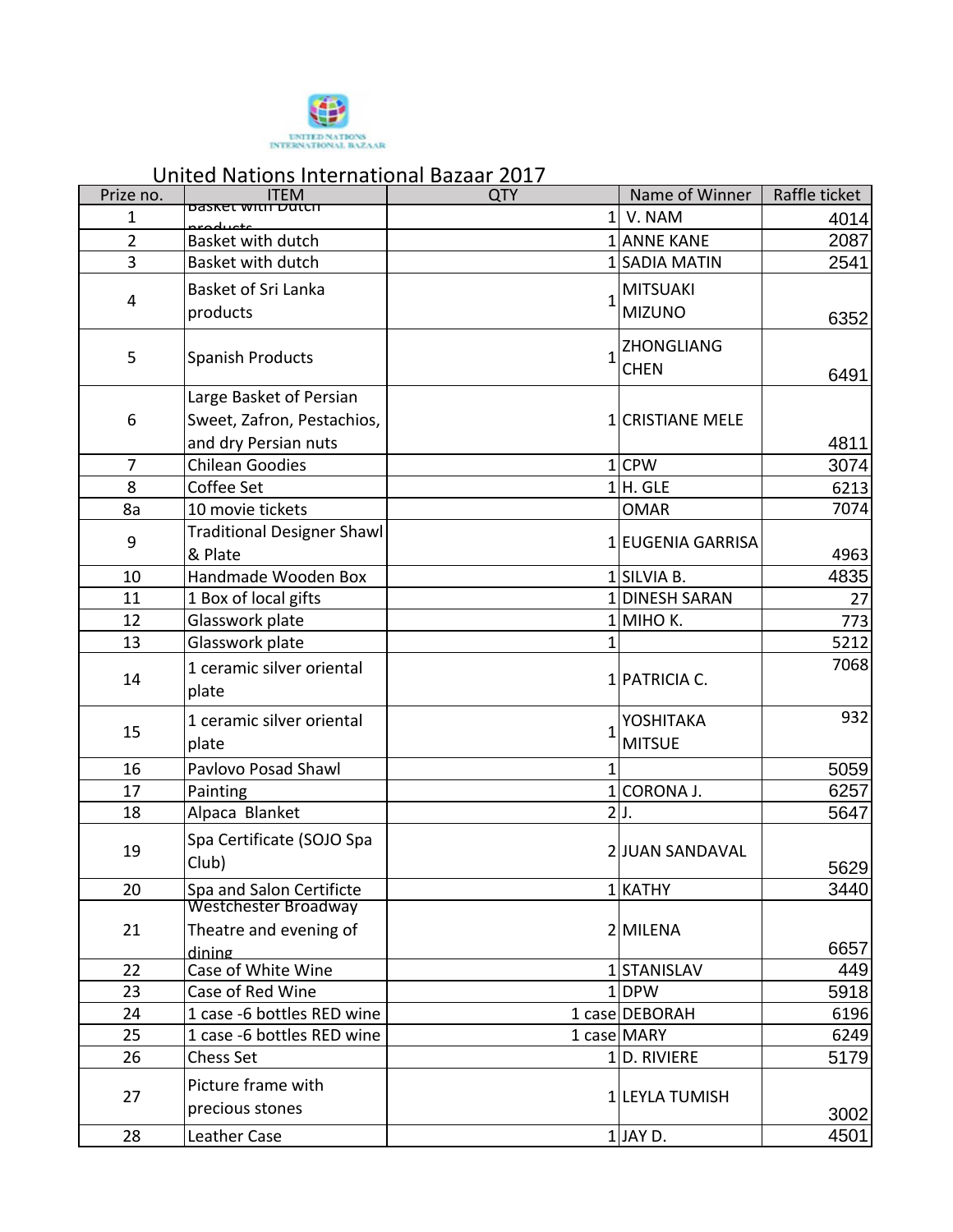# United Nations International Bazaar 2017

| Prize no. | ITEM | QTY | Name of Winner | Raffle ticket |
|---|---|---|---|---|
| 1 | Basket with Dutch products | 1 | V. NAM | 4014 |
| 2 | Basket with dutch | 1 | ANNE KANE | 2087 |
| 3 | Basket with dutch | 1 | SADIA MATIN | 2541 |
| 4 | Basket of Sri Lanka products | 1 | MITSUAKI MIZUNO | 6352 |
| 5 | Spanish Products | 1 | ZHONGLIANG CHEN | 6491 |
| 6 | Large Basket of Persian Sweet, Zafron, Pestachios, and dry Persian nuts | 1 | CRISTIANE MELE | 4811 |
| 7 | Chilean Goodies | 1 | CPW | 3074 |
| 8 | Coffee Set | 1 | H. GLE | 6213 |
| 8a | 10 movie tickets | | OMAR | 7074 |
| 9 | Traditional Designer Shawl & Plate | 1 | EUGENIA GARRISA | 4963 |
| 10 | Handmade Wooden Box | 1 | SILVIA B. | 4835 |
| 11 | 1 Box of local gifts | 1 | DINESH SARAN | 27 |
| 12 | Glasswork plate | 1 | MIHO K. | 773 |
| 13 | Glasswork plate | 1 | | 5212 |
| 14 | 1 ceramic silver oriental plate | 1 | PATRICIA C. | 7068 |
| 15 | 1 ceramic silver oriental plate | 1 | YOSHITAKA MITSUE | 932 |
| 16 | Pavlovo Posad Shawl | 1 | | 5059 |
| 17 | Painting | 1 | CORONA J. | 6257 |
| 18 | Alpaca Blanket | 2 | J. | 5647 |
| 19 | Spa Certificate (SOJO Spa Club) | 2 | JUAN SANDAVAL | 5629 |
| 20 | Spa and Salon Certificte | 1 | KATHY | 3440 |
| 21 | Westchester Broadway Theatre and evening of dining | 2 | MILENA | 6657 |
| 22 | Case of White Wine | 1 | STANISLAV | 449 |
| 23 | Case of Red Wine | 1 | DPW | 5918 |
| 24 | 1 case -6 bottles RED wine | 1 case | DEBORAH | 6196 |
| 25 | 1 case -6 bottles RED wine | 1 case | MARY | 6249 |
| 26 | Chess Set | 1 | D. RIVIERE | 5179 |
| 27 | Picture frame with precious stones | 1 | LEYLA TUMISH | 3002 |
| 28 | Leather Case | 1 | JAY D. | 4501 |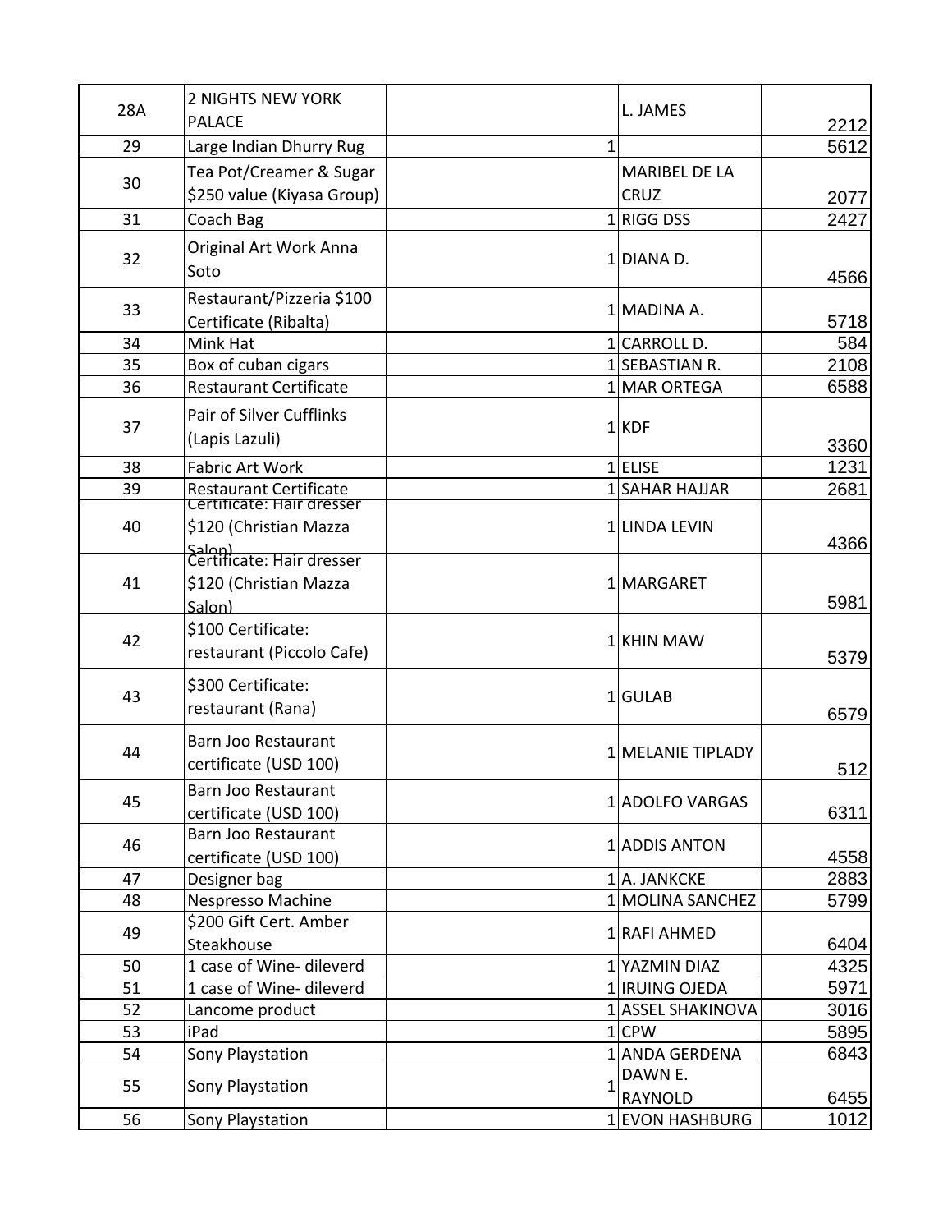| 28A | 2 NIGHTS NEW YORK PALACE | | L. JAMES | 2212 |
|---|---|---|---|---|
| 29 | Large Indian Dhurry Rug | 1 | | 5612 |
| 30 | Tea Pot/Creamer & Sugar $250 value (Kiyasa Group) | | MARIBEL DE LA CRUZ | 2077 |
| 31 | Coach Bag | 1 | RIGG DSS | 2427 |
| 32 | Original Art Work Anna Soto | 1 | DIANA D. | 4566 |
| 33 | Restaurant/Pizzeria $100 Certificate (Ribalta) | 1 | MADINA A. | 5718 |
| 34 | Mink Hat | 1 | CARROLL D. | 584 |
| 35 | Box of cuban cigars | 1 | SEBASTIAN R. | 2108 |
| 36 | Restaurant Certificate | 1 | MAR ORTEGA | 6588 |
| 37 | Pair of Silver Cufflinks (Lapis Lazuli) | 1 | KDF | 3360 |
| 38 | Fabric Art Work | 1 | ELISE | 1231 |
| 39 | Restaurant Certificate | 1 | SAHAR HAJJAR | 2681 |
| 40 | Certificate: Hair dresser $120 (Christian Mazza Salon) | 1 | LINDA LEVIN | 4366 |
| 41 | Certificate: Hair dresser $120 (Christian Mazza Salon) | 1 | MARGARET | 5981 |
| 42 | $100 Certificate: restaurant (Piccolo Cafe) | 1 | KHIN MAW | 5379 |
| 43 | $300 Certificate: restaurant (Rana) | 1 | GULAB | 6579 |
| 44 | Barn Joo Restaurant certificate (USD 100) | 1 | MELANIE TIPLADY | 512 |
| 45 | Barn Joo Restaurant certificate (USD 100) | 1 | ADOLFO VARGAS | 6311 |
| 46 | Barn Joo Restaurant certificate (USD 100) | 1 | ADDIS ANTON | 4558 |
| 47 | Designer bag | 1 | A. JANKCKE | 2883 |
| 48 | Nespresso Machine | 1 | MOLINA SANCHEZ | 5799 |
| 49 | $200 Gift Cert. Amber Steakhouse | 1 | RAFI AHMED | 6404 |
| 50 | 1 case of Wine- dileverd | 1 | YAZMIN DIAZ | 4325 |
| 51 | 1 case of Wine- dileverd | 1 | IRUING OJEDA | 5971 |
| 52 | Lancome product | 1 | ASSEL SHAKINOVA | 3016 |
| 53 | iPad | 1 | CPW | 5895 |
| 54 | Sony Playstation | 1 | ANDA GERDENA | 6843 |
| 55 | Sony Playstation | 1 | DAWN E. RAYNOLD | 6455 |
| 56 | Sony Playstation | 1 | EVON HASHBURG | 1012 |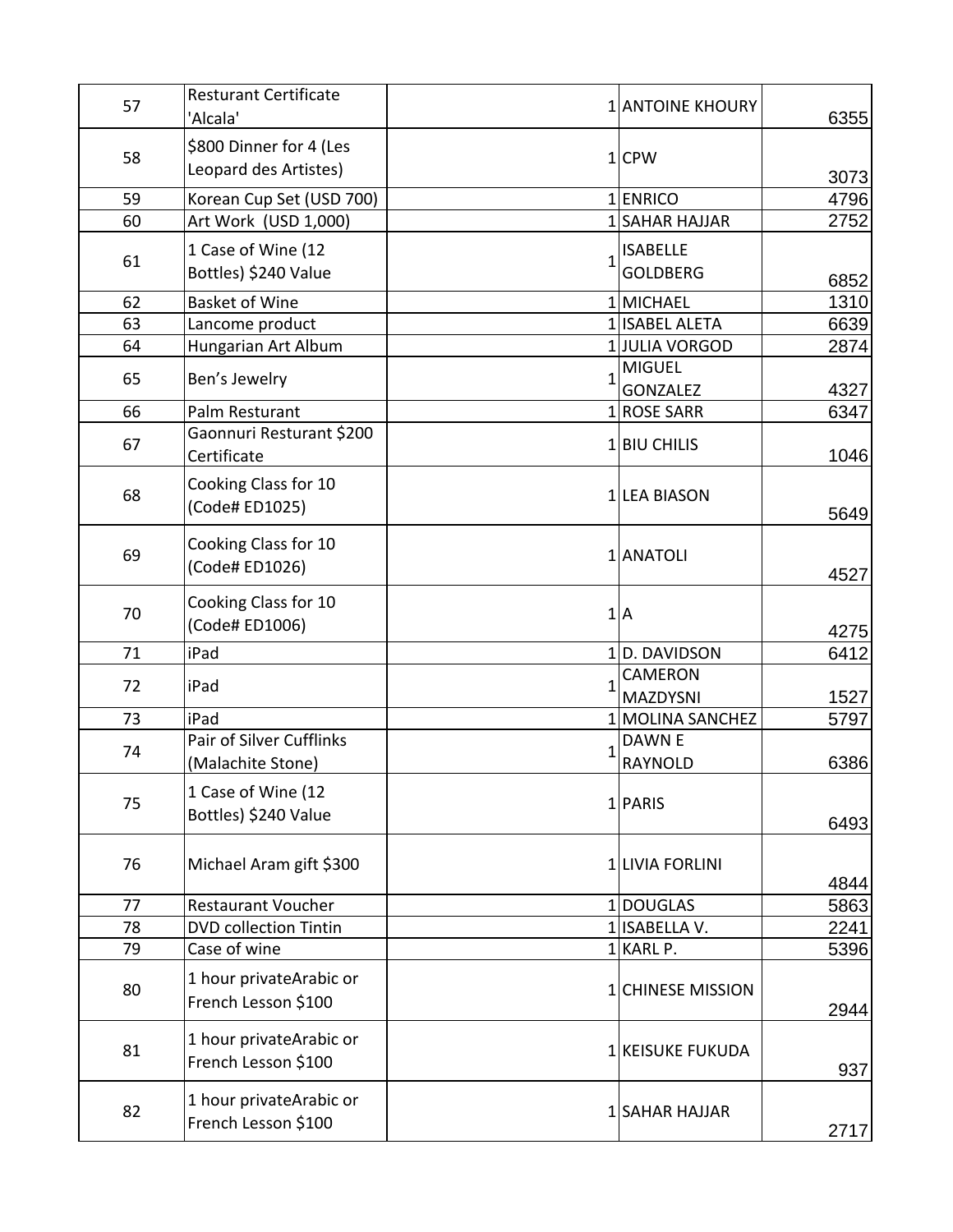| | | | | |
|---|---|---|---|---|
| 57 | Resturant Certificate 'Alcala' | 1 | ANTOINE KHOURY | 6355 |
| 58 | $800 Dinner for 4 (Les Leopard des Artistes) | 1 | CPW | 3073 |
| 59 | Korean Cup Set (USD 700) | 1 | ENRICO | 4796 |
| 60 | Art Work (USD 1,000) | 1 | SAHAR HAJJAR | 2752 |
| 61 | 1 Case of Wine (12 Bottles) $240 Value | 1 | ISABELLE GOLDBERG | 6852 |
| 62 | Basket of Wine | 1 | MICHAEL | 1310 |
| 63 | Lancome product | 1 | ISABEL ALETA | 6639 |
| 64 | Hungarian Art Album | 1 | JULIA VORGOD | 2874 |
| 65 | Ben's Jewelry | 1 | MIGUEL GONZALEZ | 4327 |
| 66 | Palm Resturant | 1 | ROSE SARR | 6347 |
| 67 | Gaonnuri Resturant $200 Certificate | 1 | BIU CHILIS | 1046 |
| 68 | Cooking Class for 10 (Code# ED1025) | 1 | LEA BIASON | 5649 |
| 69 | Cooking Class for 10 (Code# ED1026) | 1 | ANATOLI | 4527 |
| 70 | Cooking Class for 10 (Code# ED1006) | 1 | A | 4275 |
| 71 | iPad | 1 | D. DAVIDSON | 6412 |
| 72 | iPad | 1 | CAMERON MAZDYSNI | 1527 |
| 73 | iPad | 1 | MOLINA SANCHEZ | 5797 |
| 74 | Pair of Silver Cufflinks (Malachite Stone) | 1 | DAWN E RAYNOLD | 6386 |
| 75 | 1 Case of Wine (12 Bottles) $240 Value | 1 | PARIS | 6493 |
| 76 | Michael Aram gift $300 | 1 | LIVIA FORLINI | 4844 |
| 77 | Restaurant Voucher | 1 | DOUGLAS | 5863 |
| 78 | DVD collection Tintin | 1 | ISABELLA V. | 2241 |
| 79 | Case of wine | 1 | KARL P. | 5396 |
| 80 | 1 hour privateArabic or French Lesson $100 | 1 | CHINESE MISSION | 2944 |
| 81 | 1 hour privateArabic or French Lesson $100 | 1 | KEISUKE FUKUDA | 937 |
| 82 | 1 hour privateArabic or French Lesson $100 | 1 | SAHAR HAJJAR | 2717 |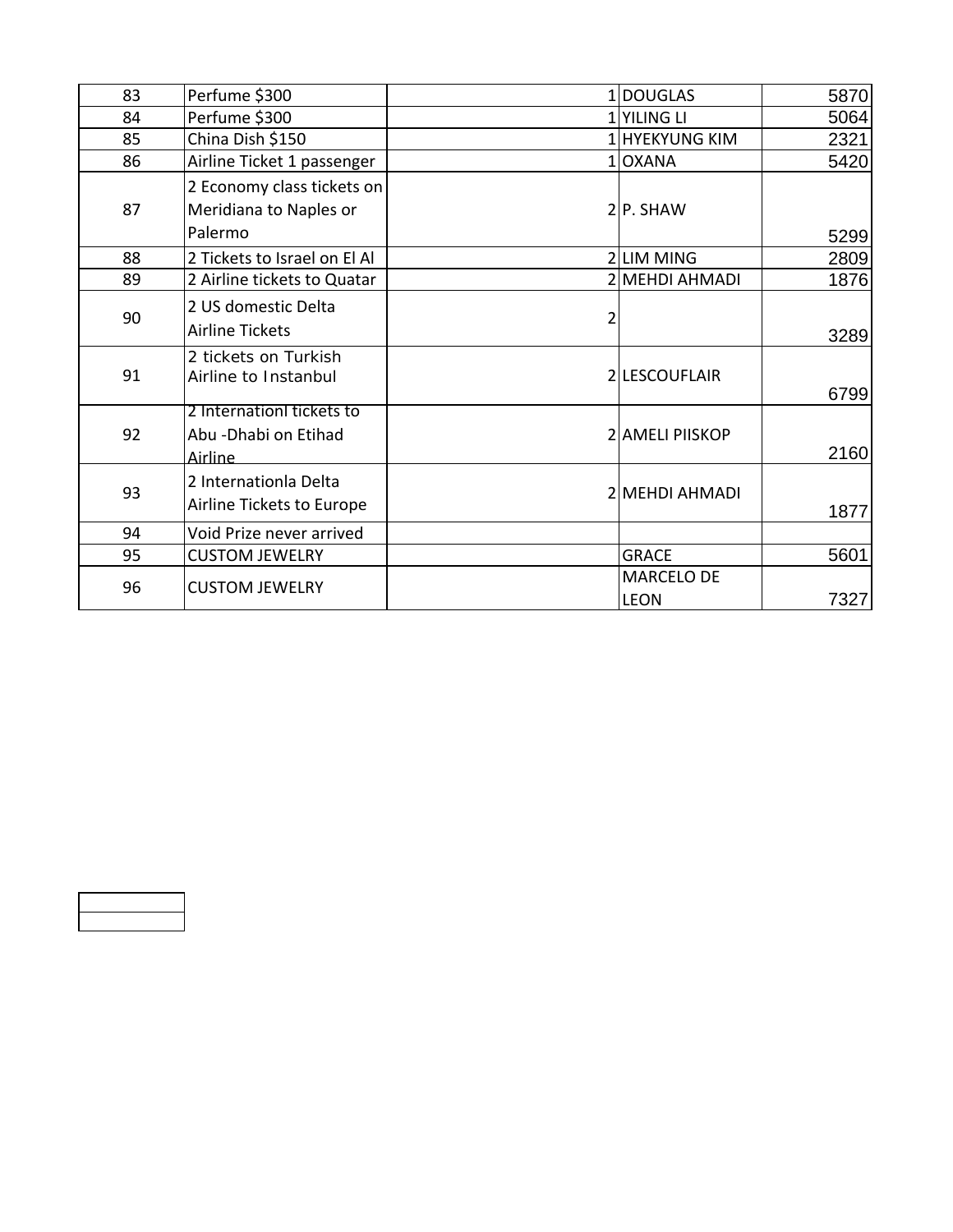| | | | | |
|---|---|---|---|---|
| 83 | Perfume $300 | 1 | DOUGLAS | 5870 |
| 84 | Perfume $300 | 1 | YILING LI | 5064 |
| 85 | China Dish $150 | 1 | HYEKYUNG KIM | 2321 |
| 86 | Airline Ticket 1 passenger | 1 | OXANA | 5420 |
| 87 | 2 Economy class tickets on Meridiana to Naples or Palermo | 2 | P. SHAW | 5299 |
| 88 | 2 Tickets to Israel on El Al | 2 | LIM MING | 2809 |
| 89 | 2 Airline tickets to Quatar | 2 | MEHDI AHMADI | 1876 |
| 90 | 2 US domestic Delta Airline Tickets | 2 | | 3289 |
| 91 | 2 tickets on Turkish Airline to Instanbul | 2 | LESCOUFLAIR | 6799 |
| 92 | 2 Internationl tickets to Abu -Dhabi on Etihad Airline | 2 | AMELI PIISKOP | 2160 |
| 93 | 2 Internationla Delta Airline Tickets to Europe | 2 | MEHDI AHMADI | 1877 |
| 94 | Void Prize never arrived | | | |
| 95 | CUSTOM JEWELRY | | GRACE | 5601 |
| 96 | CUSTOM JEWELRY | | MARCELO DE LEON | 7327 |